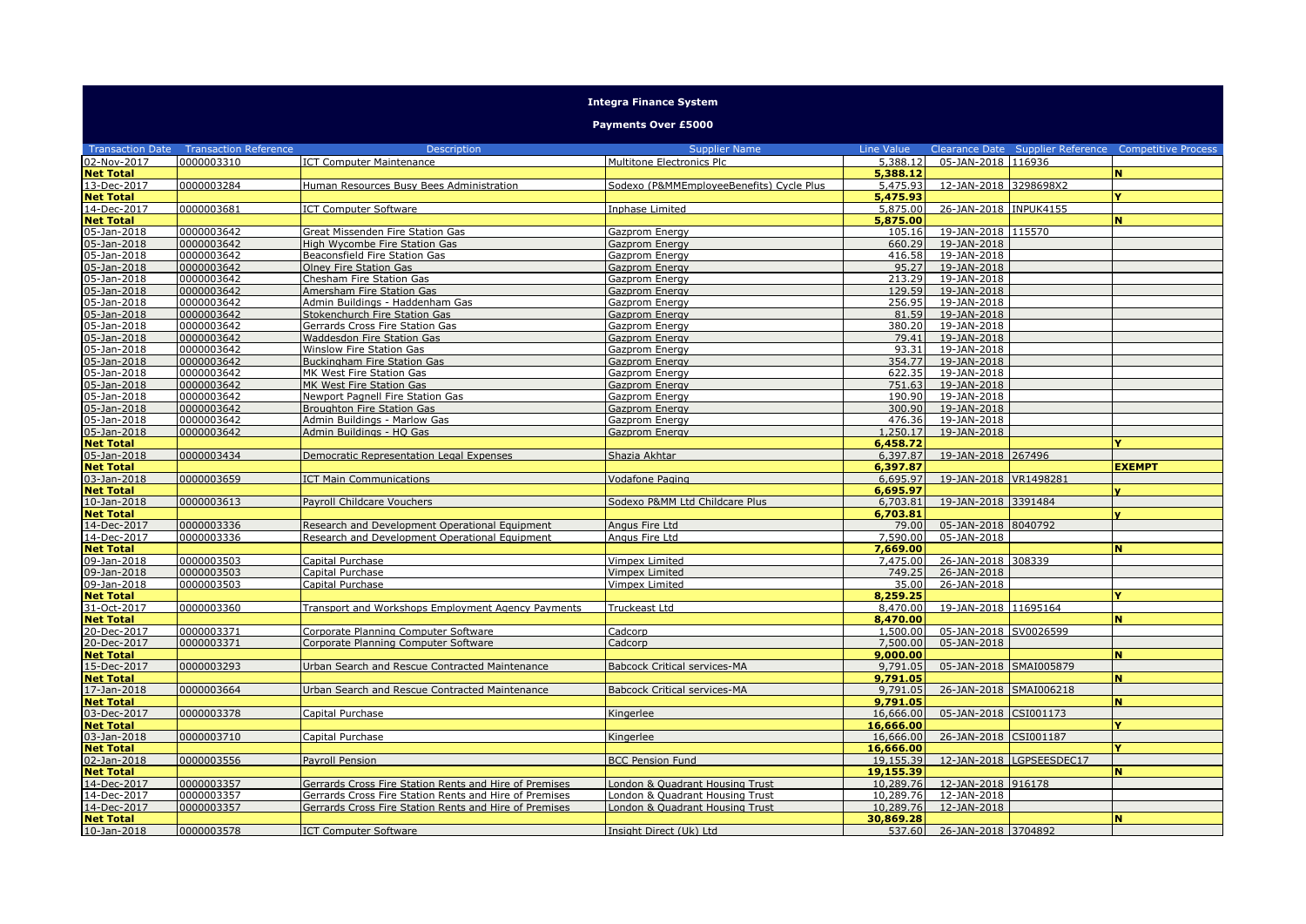# Integra Finance System

## Payments Over £5000

| Transaction Date | Transaction Reference | Description | Supplier Name | Line Value | Clearance Date | Supplier Reference | Competitive Process |
|---|---|---|---|---|---|---|---|
| 02-Nov-2017 | 0000003310 | ICT Computer Maintenance | Multitone Electronics Plc | 5,388.12 | 05-JAN-2018 | 116936 | |
| **Net Total** | | | | **5,388.12** | | | **N** |
| 13-Dec-2017 | 0000003284 | Human Resources Busy Bees Administration | Sodexo (P&MMEmployeeBenefits) Cycle Plus | 5,475.93 | 12-JAN-2018 | 3298698X2 | |
| **Net Total** | | | | **5,475.93** | | | **Y** |
| 14-Dec-2017 | 0000003681 | ICT Computer Software | Inphase Limited | 5,875.00 | 26-JAN-2018 | INPUK4155 | |
| **Net Total** | | | | **5,875.00** | | | **N** |
| 05-Jan-2018 | 0000003642 | Great Missenden Fire Station Gas | Gazprom Energy | 105.16 | 19-JAN-2018 | 115570 | |
| 05-Jan-2018 | 0000003642 | High Wycombe Fire Station Gas | Gazprom Energy | 660.29 | 19-JAN-2018 | | |
| 05-Jan-2018 | 0000003642 | Beaconsfield Fire Station Gas | Gazprom Energy | 416.58 | 19-JAN-2018 | | |
| 05-Jan-2018 | 0000003642 | Olney Fire Station Gas | Gazprom Energy | 95.27 | 19-JAN-2018 | | |
| 05-Jan-2018 | 0000003642 | Chesham Fire Station Gas | Gazprom Energy | 213.29 | 19-JAN-2018 | | |
| 05-Jan-2018 | 0000003642 | Amersham Fire Station Gas | Gazprom Energy | 129.59 | 19-JAN-2018 | | |
| 05-Jan-2018 | 0000003642 | Admin Buildings - Haddenham Gas | Gazprom Energy | 256.95 | 19-JAN-2018 | | |
| 05-Jan-2018 | 0000003642 | Stokenchurch Fire Station Gas | Gazprom Energy | 81.59 | 19-JAN-2018 | | |
| 05-Jan-2018 | 0000003642 | Gerrards Cross Fire Station Gas | Gazprom Energy | 380.20 | 19-JAN-2018 | | |
| 05-Jan-2018 | 0000003642 | Waddesdon Fire Station Gas | Gazprom Energy | 79.41 | 19-JAN-2018 | | |
| 05-Jan-2018 | 0000003642 | Winslow Fire Station Gas | Gazprom Energy | 93.31 | 19-JAN-2018 | | |
| 05-Jan-2018 | 0000003642 | Buckingham Fire Station Gas | Gazprom Energy | 354.77 | 19-JAN-2018 | | |
| 05-Jan-2018 | 0000003642 | MK West Fire Station Gas | Gazprom Energy | 622.35 | 19-JAN-2018 | | |
| 05-Jan-2018 | 0000003642 | MK West Fire Station Gas | Gazprom Energy | 751.63 | 19-JAN-2018 | | |
| 05-Jan-2018 | 0000003642 | Newport Pagnell Fire Station Gas | Gazprom Energy | 190.90 | 19-JAN-2018 | | |
| 05-Jan-2018 | 0000003642 | Broughton Fire Station Gas | Gazprom Energy | 300.90 | 19-JAN-2018 | | |
| 05-Jan-2018 | 0000003642 | Admin Buildings - Marlow Gas | Gazprom Energy | 476.36 | 19-JAN-2018 | | |
| 05-Jan-2018 | 0000003642 | Admin Buildings - HQ Gas | Gazprom Energy | 1,250.17 | 19-JAN-2018 | | |
| **Net Total** | | | | **6,458.72** | | | **Y** |
| 05-Jan-2018 | 0000003434 | Democratic Representation Legal Expenses | Shazia Akhtar | 6,397.87 | 19-JAN-2018 | 267496 | |
| **Net Total** | | | | **6,397.87** | | | **EXEMPT** |
| 03-Jan-2018 | 0000003659 | ICT Main Communications | Vodafone Paging | 6,695.97 | 19-JAN-2018 | VR1498281 | |
| **Net Total** | | | | **6,695.97** | | | **y** |
| 10-Jan-2018 | 0000003613 | Payroll Childcare Vouchers | Sodexo P&MM Ltd Childcare Plus | 6,703.81 | 19-JAN-2018 | 3391484 | |
| **Net Total** | | | | **6,703.81** | | | **y** |
| 14-Dec-2017 | 0000003336 | Research and Development Operational Equipment | Angus Fire Ltd | 79.00 | 05-JAN-2018 | 8040792 | |
| 14-Dec-2017 | 0000003336 | Research and Development Operational Equipment | Angus Fire Ltd | 7,590.00 | 05-JAN-2018 | | |
| **Net Total** | | | | **7,669.00** | | | **N** |
| 09-Jan-2018 | 0000003503 | Capital Purchase | Vimpex Limited | 7,475.00 | 26-JAN-2018 | 308339 | |
| 09-Jan-2018 | 0000003503 | Capital Purchase | Vimpex Limited | 749.25 | 26-JAN-2018 | | |
| 09-Jan-2018 | 0000003503 | Capital Purchase | Vimpex Limited | 35.00 | 26-JAN-2018 | | |
| **Net Total** | | | | **8,259.25** | | | **Y** |
| 31-Oct-2017 | 0000003360 | Transport and Workshops Employment Agency Payments | Truckeast Ltd | 8,470.00 | 19-JAN-2018 | 11695164 | |
| **Net Total** | | | | **8,470.00** | | | **N** |
| 20-Dec-2017 | 0000003371 | Corporate Planning Computer Software | Cadcorp | 1,500.00 | 05-JAN-2018 | SV0026599 | |
| 20-Dec-2017 | 0000003371 | Corporate Planning Computer Software | Cadcorp | 7,500.00 | 05-JAN-2018 | | |
| **Net Total** | | | | **9,000.00** | | | **N** |
| 15-Dec-2017 | 0000003293 | Urban Search and Rescue Contracted Maintenance | Babcock Critical services-MA | 9,791.05 | 05-JAN-2018 | SMAI005879 | |
| **Net Total** | | | | **9,791.05** | | | **N** |
| 17-Jan-2018 | 0000003664 | Urban Search and Rescue Contracted Maintenance | Babcock Critical services-MA | 9,791.05 | 26-JAN-2018 | SMAI006218 | |
| **Net Total** | | | | **9,791.05** | | | **N** |
| 03-Dec-2017 | 0000003378 | Capital Purchase | Kingerlee | 16,666.00 | 05-JAN-2018 | CSI001173 | |
| **Net Total** | | | | **16,666.00** | | | **Y** |
| 03-Jan-2018 | 0000003710 | Capital Purchase | Kingerlee | 16,666.00 | 26-JAN-2018 | CSI001187 | |
| **Net Total** | | | | **16,666.00** | | | **Y** |
| 02-Jan-2018 | 0000003556 | Payroll Pension | BCC Pension Fund | 19,155.39 | 12-JAN-2018 | LGPSEESDEC17 | |
| **Net Total** | | | | **19,155.39** | | | **N** |
| 14-Dec-2017 | 0000003357 | Gerrards Cross Fire Station Rents and Hire of Premises | London & Quadrant Housing Trust | 10,289.76 | 12-JAN-2018 | 916178 | |
| 14-Dec-2017 | 0000003357 | Gerrards Cross Fire Station Rents and Hire of Premises | London & Quadrant Housing Trust | 10,289.76 | 12-JAN-2018 | | |
| 14-Dec-2017 | 0000003357 | Gerrards Cross Fire Station Rents and Hire of Premises | London & Quadrant Housing Trust | 10,289.76 | 12-JAN-2018 | | |
| **Net Total** | | | | **30,869.28** | | | **N** |
| 10-Jan-2018 | 0000003578 | ICT Computer Software | Insight Direct (Uk) Ltd | 537.60 | 26-JAN-2018 | 3704892 | |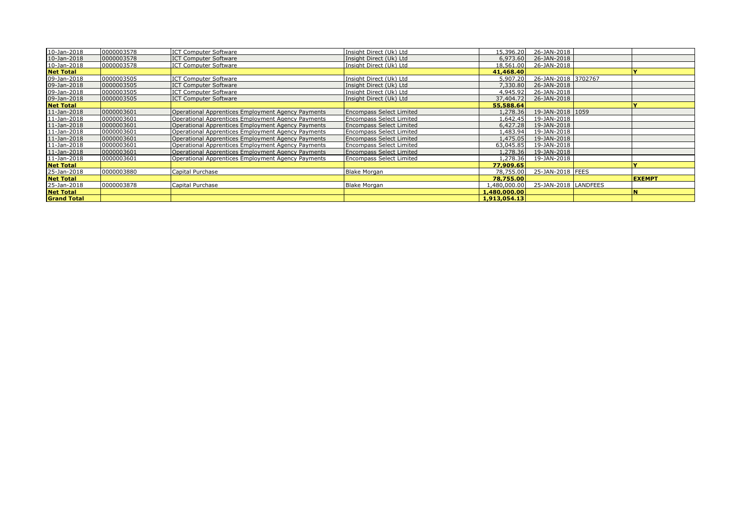| | | | | | | | |
|---|---|---|---|---|---|---|---|
| 10-Jan-2018 | 0000003578 | ICT Computer Software | Insight Direct (Uk) Ltd | 15,396.20 | 26-JAN-2018 | | |
| 10-Jan-2018 | 0000003578 | ICT Computer Software | Insight Direct (Uk) Ltd | 6,973.60 | 26-JAN-2018 | | |
| 10-Jan-2018 | 0000003578 | ICT Computer Software | Insight Direct (Uk) Ltd | 18,561.00 | 26-JAN-2018 | | |
| **Net Total** | | | | **41,468.40** | | | **Y** |
| 09-Jan-2018 | 0000003505 | ICT Computer Software | Insight Direct (Uk) Ltd | 5,907.20 | 26-JAN-2018 | 3702767 | |
| 09-Jan-2018 | 0000003505 | ICT Computer Software | Insight Direct (Uk) Ltd | 7,330.80 | 26-JAN-2018 | | |
| 09-Jan-2018 | 0000003505 | ICT Computer Software | Insight Direct (Uk) Ltd | 4,945.92 | 26-JAN-2018 | | |
| 09-Jan-2018 | 0000003505 | ICT Computer Software | Insight Direct (Uk) Ltd | 37,404.72 | 26-JAN-2018 | | |
| **Net Total** | | | | **55,588.64** | | | **Y** |
| 11-Jan-2018 | 0000003601 | Operational Apprentices Employment Agency Payments | Encompass Select Limited | 1,278.36 | 19-JAN-2018 | 1059 | |
| 11-Jan-2018 | 0000003601 | Operational Apprentices Employment Agency Payments | Encompass Select Limited | 1,642.45 | 19-JAN-2018 | | |
| 11-Jan-2018 | 0000003601 | Operational Apprentices Employment Agency Payments | Encompass Select Limited | 6,427.28 | 19-JAN-2018 | | |
| 11-Jan-2018 | 0000003601 | Operational Apprentices Employment Agency Payments | Encompass Select Limited | 1,483.94 | 19-JAN-2018 | | |
| 11-Jan-2018 | 0000003601 | Operational Apprentices Employment Agency Payments | Encompass Select Limited | 1,475.05 | 19-JAN-2018 | | |
| 11-Jan-2018 | 0000003601 | Operational Apprentices Employment Agency Payments | Encompass Select Limited | 63,045.85 | 19-JAN-2018 | | |
| 11-Jan-2018 | 0000003601 | Operational Apprentices Employment Agency Payments | Encompass Select Limited | 1,278.36 | 19-JAN-2018 | | |
| 11-Jan-2018 | 0000003601 | Operational Apprentices Employment Agency Payments | Encompass Select Limited | 1,278.36 | 19-JAN-2018 | | |
| **Net Total** | | | | **77,909.65** | | | **Y** |
| 25-Jan-2018 | 0000003880 | Capital Purchase | Blake Morgan | 78,755.00 | 25-JAN-2018 | FEES | |
| **Net Total** | | | | **78,755.00** | | | **EXEMPT** |
| 25-Jan-2018 | 0000003878 | Capital Purchase | Blake Morgan | 1,480,000.00 | 25-JAN-2018 | LANDFEES | |
| **Net Total** | | | | **1,480,000.00** | | | **N** |
| **Grand Total** | | | | **1,913,054.13** | | | |